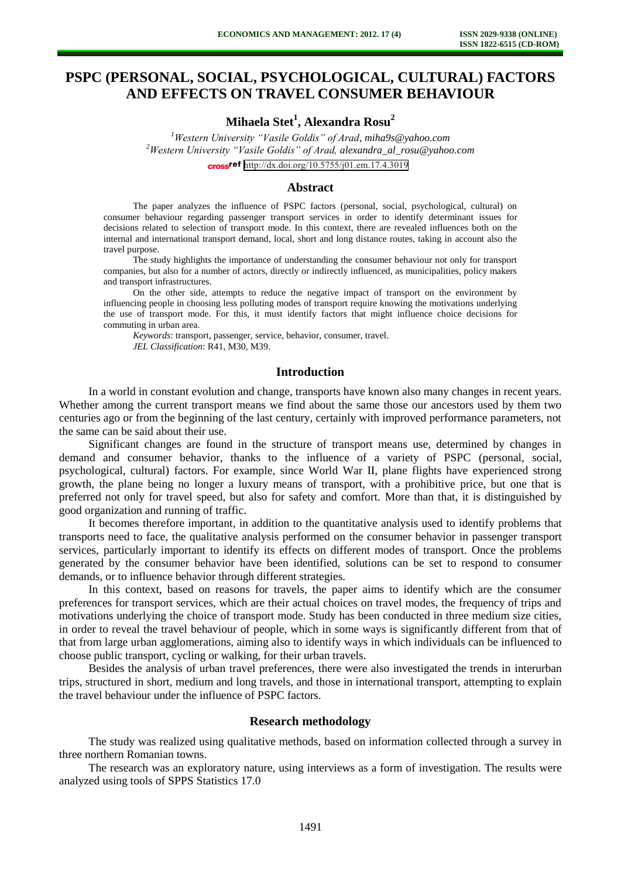# PSPC (PERSONAL, SOCIAL, PSYCHOLOGICAL, CULTURAL) FACTORS AND EFFECTS ON TRAVEL CONSUMER BEHAVIOUR

**Mihaela Stet[1], Alexandra Rosu[2]**

[1]*Western University "Vasile Goldis" of Arad, miha9s@yahoo.com*
[2]*Western University "Vasile Goldis" of Arad, alexandra_al_rosu@yahoo.com*

crossref http://dx.doi.org/10.5755/j01.em.17.4.3019

## Abstract

The paper analyzes the influence of PSPC factors (personal, social, psychological, cultural) on consumer behaviour regarding passenger transport services in order to identify determinant issues for decisions related to selection of transport mode. In this context, there are revealed influences both on the internal and international transport demand, local, short and long distance routes, taking in account also the travel purpose.

The study highlights the importance of understanding the consumer behaviour not only for transport companies, but also for a number of actors, directly or indirectly influenced, as municipalities, policy makers and transport infrastructures.

On the other side, attempts to reduce the negative impact of transport on the environment by influencing people in choosing less polluting modes of transport require knowing the motivations underlying the use of transport mode. For this, it must identify factors that might influence choice decisions for commuting in urban area.

*Keywords*: transport, passenger, service, behavior, consumer, travel.
*JEL Classification*: R41, M30, M39.

## Introduction

In a world in constant evolution and change, transports have known also many changes in recent years. Whether among the current transport means we find about the same those our ancestors used by them two centuries ago or from the beginning of the last century, certainly with improved performance parameters, not the same can be said about their use.

Significant changes are found in the structure of transport means use, determined by changes in demand and consumer behavior, thanks to the influence of a variety of PSPC (personal, social, psychological, cultural) factors. For example, since World War II, plane flights have experienced strong growth, the plane being no longer a luxury means of transport, with a prohibitive price, but one that is preferred not only for travel speed, but also for safety and comfort. More than that, it is distinguished by good organization and running of traffic.

It becomes therefore important, in addition to the quantitative analysis used to identify problems that transports need to face, the qualitative analysis performed on the consumer behavior in passenger transport services, particularly important to identify its effects on different modes of transport. Once the problems generated by the consumer behavior have been identified, solutions can be set to respond to consumer demands, or to influence behavior through different strategies.

In this context, based on reasons for travels, the paper aims to identify which are the consumer preferences for transport services, which are their actual choices on travel modes, the frequency of trips and motivations underlying the choice of transport mode. Study has been conducted in three medium size cities, in order to reveal the travel behaviour of people, which in some ways is significantly different from that of that from large urban agglomerations, aiming also to identify ways in which individuals can be influenced to choose public transport, cycling or walking, for their urban travels.

Besides the analysis of urban travel preferences, there were also investigated the trends in interurban trips, structured in short, medium and long travels, and those in international transport, attempting to explain the travel behaviour under the influence of PSPC factors.

## Research methodology

The study was realized using qualitative methods, based on information collected through a survey in three northern Romanian towns.

The research was an exploratory nature, using interviews as a form of investigation. The results were analyzed using tools of SPPS Statistics 17.0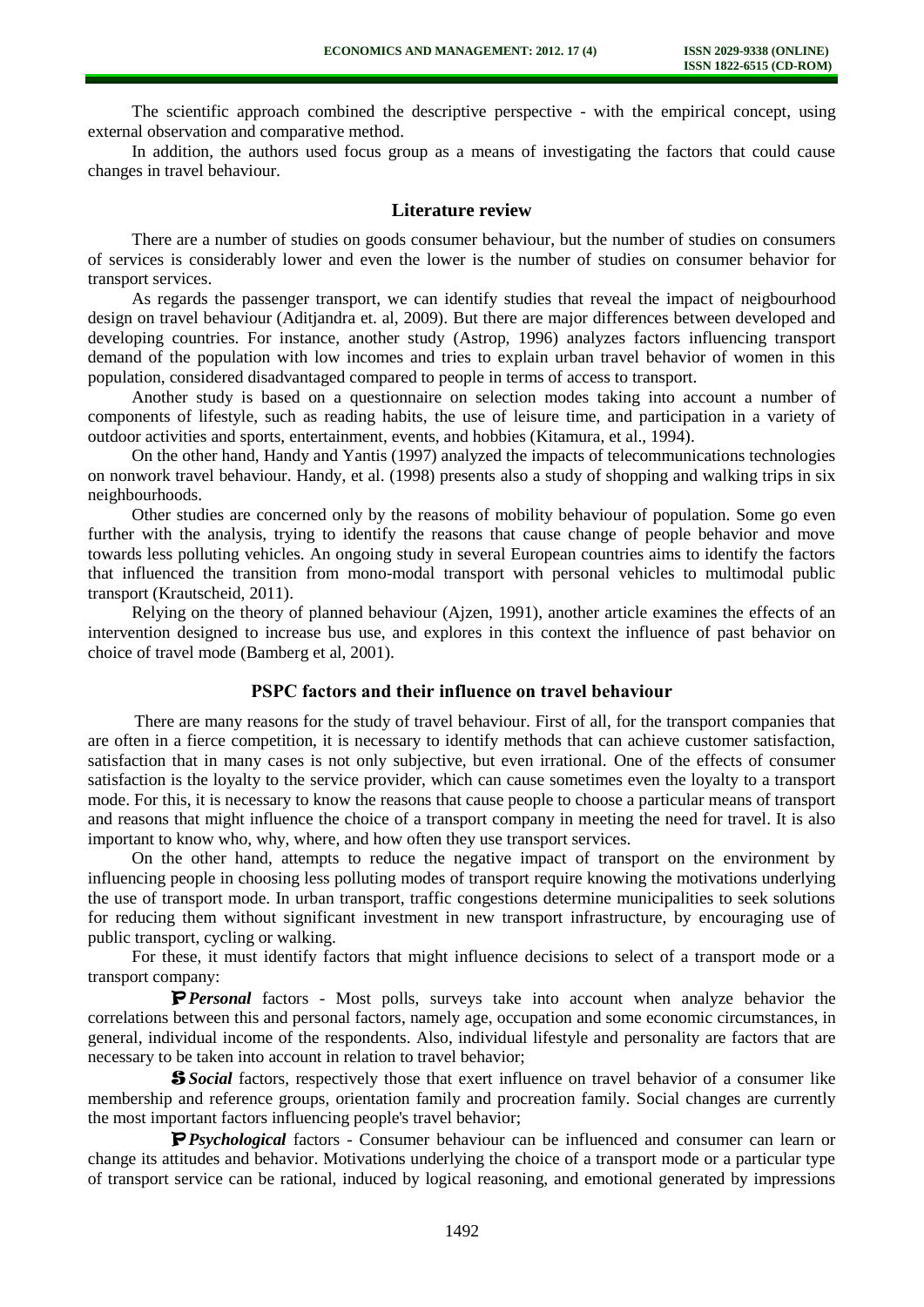The scientific approach combined the descriptive perspective - with the empirical concept, using external observation and comparative method.

In addition, the authors used focus group as a means of investigating the factors that could cause changes in travel behaviour.

## Literature review

There are a number of studies on goods consumer behaviour, but the number of studies on consumers of services is considerably lower and even the lower is the number of studies on consumer behavior for transport services.

As regards the passenger transport, we can identify studies that reveal the impact of neigbourhood design on travel behaviour (Aditjandra et. al, 2009). But there are major differences between developed and developing countries. For instance, another study (Astrop, 1996) analyzes factors influencing transport demand of the population with low incomes and tries to explain urban travel behavior of women in this population, considered disadvantaged compared to people in terms of access to transport.

Another study is based on a questionnaire on selection modes taking into account a number of components of lifestyle, such as reading habits, the use of leisure time, and participation in a variety of outdoor activities and sports, entertainment, events, and hobbies (Kitamura, et al., 1994).

On the other hand, Handy and Yantis (1997) analyzed the impacts of telecommunications technologies on nonwork travel behaviour. Handy, et al. (1998) presents also a study of shopping and walking trips in six neighbourhoods.

Other studies are concerned only by the reasons of mobility behaviour of population. Some go even further with the analysis, trying to identify the reasons that cause change of people behavior and move towards less polluting vehicles. An ongoing study in several European countries aims to identify the factors that influenced the transition from mono-modal transport with personal vehicles to multimodal public transport (Krautscheid, 2011).

Relying on the theory of planned behaviour (Ajzen, 1991), another article examines the effects of an intervention designed to increase bus use, and explores in this context the influence of past behavior on choice of travel mode (Bamberg et al, 2001).

## PSPC factors and their influence on travel behaviour

There are many reasons for the study of travel behaviour. First of all, for the transport companies that are often in a fierce competition, it is necessary to identify methods that can achieve customer satisfaction, satisfaction that in many cases is not only subjective, but even irrational. One of the effects of consumer satisfaction is the loyalty to the service provider, which can cause sometimes even the loyalty to a transport mode. For this, it is necessary to know the reasons that cause people to choose a particular means of transport and reasons that might influence the choice of a transport company in meeting the need for travel. It is also important to know who, why, where, and how often they use transport services.

On the other hand, attempts to reduce the negative impact of transport on the environment by influencing people in choosing less polluting modes of transport require knowing the motivations underlying the use of transport mode. In urban transport, traffic congestions determine municipalities to seek solutions for reducing them without significant investment in new transport infrastructure, by encouraging use of public transport, cycling or walking.

For these, it must identify factors that might influence decisions to select of a transport mode or a transport company:

- **P** ***Personal*** factors - Most polls, surveys take into account when analyze behavior the correlations between this and personal factors, namely age, occupation and some economic circumstances, in general, individual income of the respondents. Also, individual lifestyle and personality are factors that are necessary to be taken into account in relation to travel behavior;
- **S** ***Social*** factors, respectively those that exert influence on travel behavior of a consumer like membership and reference groups, orientation family and procreation family. Social changes are currently the most important factors influencing people's travel behavior;
- **P** ***Psychological*** factors - Consumer behaviour can be influenced and consumer can learn or change its attitudes and behavior. Motivations underlying the choice of a transport mode or a particular type of transport service can be rational, induced by logical reasoning, and emotional generated by impressions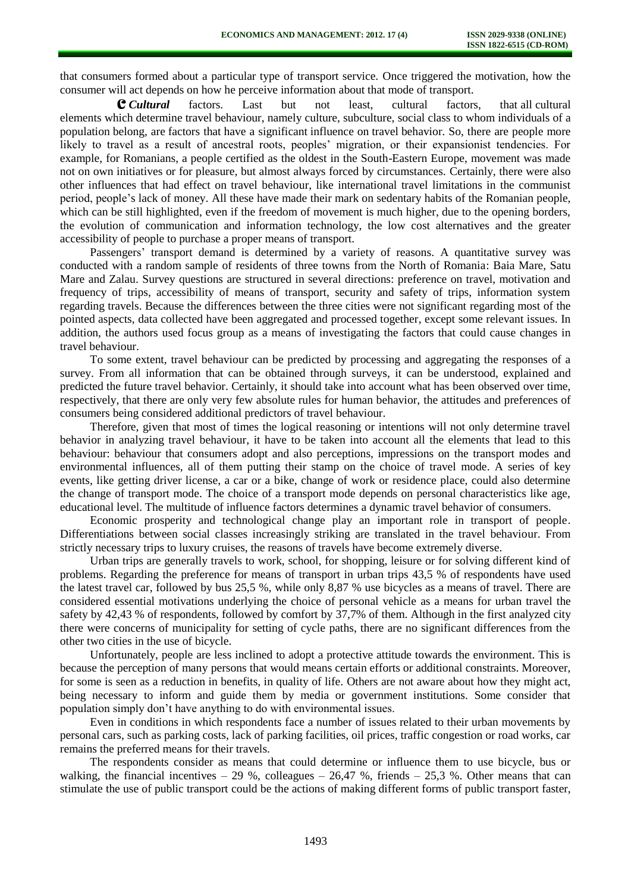that consumers formed about a particular type of transport service. Once triggered the motivation, how the consumer will act depends on how he perceive information about that mode of transport.

**C *Cultural*** factors. Last but not least, cultural factors, that all cultural elements which determine travel behaviour, namely culture, subculture, social class to whom individuals of a population belong, are factors that have a significant influence on travel behavior. So, there are people more likely to travel as a result of ancestral roots, peoples' migration, or their expansionist tendencies. For example, for Romanians, a people certified as the oldest in the South-Eastern Europe, movement was made not on own initiatives or for pleasure, but almost always forced by circumstances. Certainly, there were also other influences that had effect on travel behaviour, like international travel limitations in the communist period, people's lack of money. All these have made their mark on sedentary habits of the Romanian people, which can be still highlighted, even if the freedom of movement is much higher, due to the opening borders, the evolution of communication and information technology, the low cost alternatives and the greater accessibility of people to purchase a proper means of transport.

Passengers' transport demand is determined by a variety of reasons. A quantitative survey was conducted with a random sample of residents of three towns from the North of Romania: Baia Mare, Satu Mare and Zalau. Survey questions are structured in several directions: preference on travel, motivation and frequency of trips, accessibility of means of transport, security and safety of trips, information system regarding travels. Because the differences between the three cities were not significant regarding most of the pointed aspects, data collected have been aggregated and processed together, except some relevant issues. In addition, the authors used focus group as a means of investigating the factors that could cause changes in travel behaviour.

To some extent, travel behaviour can be predicted by processing and aggregating the responses of a survey. From all information that can be obtained through surveys, it can be understood, explained and predicted the future travel behavior. Certainly, it should take into account what has been observed over time, respectively, that there are only very few absolute rules for human behavior, the attitudes and preferences of consumers being considered additional predictors of travel behaviour.

Therefore, given that most of times the logical reasoning or intentions will not only determine travel behavior in analyzing travel behaviour, it have to be taken into account all the elements that lead to this behaviour: behaviour that consumers adopt and also perceptions, impressions on the transport modes and environmental influences, all of them putting their stamp on the choice of travel mode. A series of key events, like getting driver license, a car or a bike, change of work or residence place, could also determine the change of transport mode. The choice of a transport mode depends on personal characteristics like age, educational level. The multitude of influence factors determines a dynamic travel behavior of consumers.

Economic prosperity and technological change play an important role in transport of people. Differentiations between social classes increasingly striking are translated in the travel behaviour. From strictly necessary trips to luxury cruises, the reasons of travels have become extremely diverse.

Urban trips are generally travels to work, school, for shopping, leisure or for solving different kind of problems. Regarding the preference for means of transport in urban trips 43,5 % of respondents have used the latest travel car, followed by bus 25,5 %, while only 8,87 % use bicycles as a means of travel. There are considered essential motivations underlying the choice of personal vehicle as a means for urban travel the safety by 42,43 % of respondents, followed by comfort by 37,7% of them. Although in the first analyzed city there were concerns of municipality for setting of cycle paths, there are no significant differences from the other two cities in the use of bicycle.

Unfortunately, people are less inclined to adopt a protective attitude towards the environment. This is because the perception of many persons that would means certain efforts or additional constraints. Moreover, for some is seen as a reduction in benefits, in quality of life. Others are not aware about how they might act, being necessary to inform and guide them by media or government institutions. Some consider that population simply don't have anything to do with environmental issues.

Even in conditions in which respondents face a number of issues related to their urban movements by personal cars, such as parking costs, lack of parking facilities, oil prices, traffic congestion or road works, car remains the preferred means for their travels.

The respondents consider as means that could determine or influence them to use bicycle, bus or walking, the financial incentives – 29 %, colleagues – 26,47 %, friends – 25,3 %. Other means that can stimulate the use of public transport could be the actions of making different forms of public transport faster,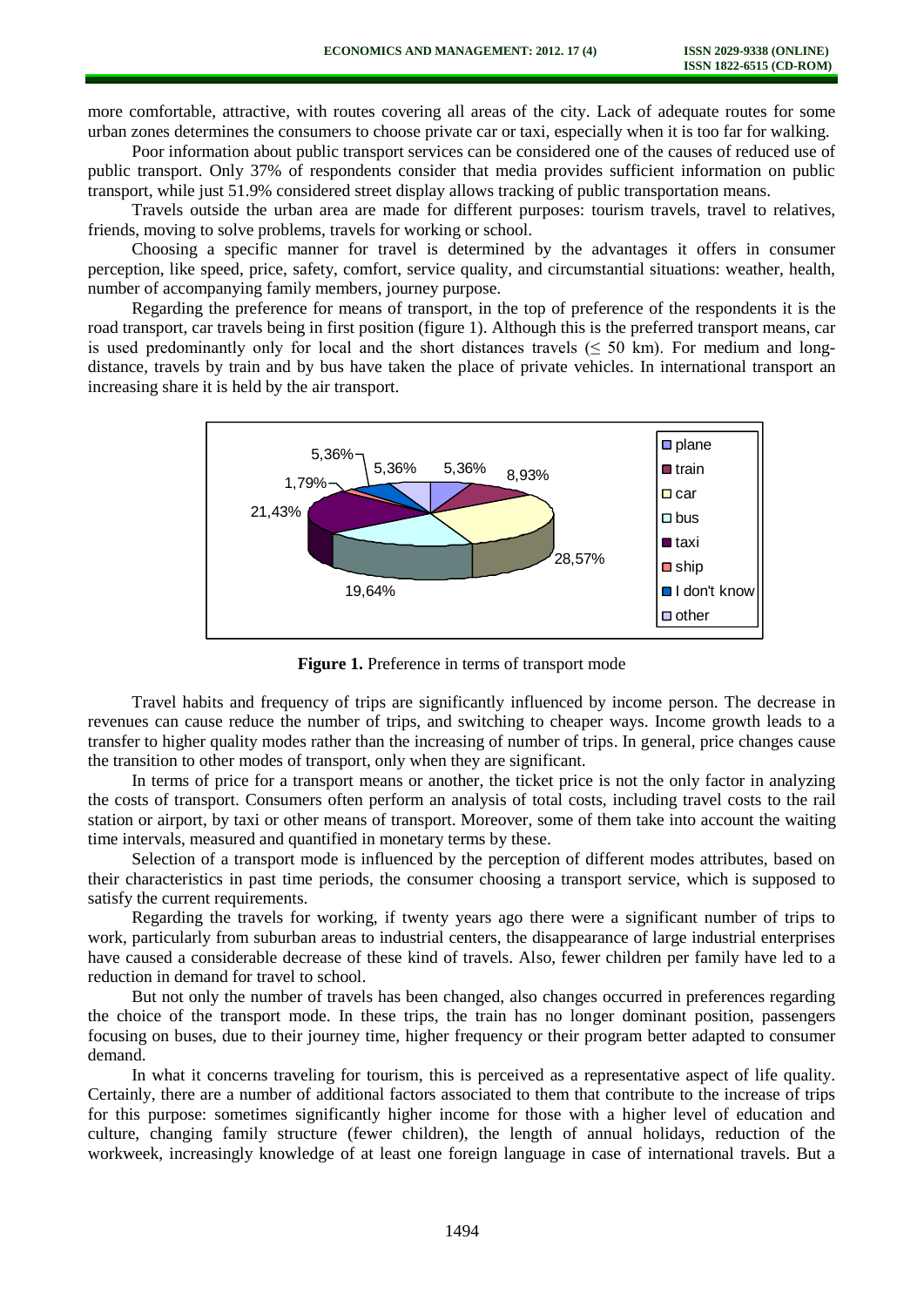more comfortable, attractive, with routes covering all areas of the city. Lack of adequate routes for some urban zones determines the consumers to choose private car or taxi, especially when it is too far for walking.

Poor information about public transport services can be considered one of the causes of reduced use of public transport. Only 37% of respondents consider that media provides sufficient information on public transport, while just 51.9% considered street display allows tracking of public transportation means.

Travels outside the urban area are made for different purposes: tourism travels, travel to relatives, friends, moving to solve problems, travels for working or school.

Choosing a specific manner for travel is determined by the advantages it offers in consumer perception, like speed, price, safety, comfort, service quality, and circumstantial situations: weather, health, number of accompanying family members, journey purpose.

Regarding the preference for means of transport, in the top of preference of the respondents it is the road transport, car travels being in first position (figure 1). Although this is the preferred transport means, car is used predominantly only for local and the short distances travels ($\leq$ 50 km). For medium and long-distance, travels by train and by bus have taken the place of private vehicles. In international transport an increasing share it is held by the air transport.

**Figure 1.** Preference in terms of transport mode

Travel habits and frequency of trips are significantly influenced by income person. The decrease in revenues can cause reduce the number of trips, and switching to cheaper ways. Income growth leads to a transfer to higher quality modes rather than the increasing of number of trips. In general, price changes cause the transition to other modes of transport, only when they are significant.

In terms of price for a transport means or another, the ticket price is not the only factor in analyzing the costs of transport. Consumers often perform an analysis of total costs, including travel costs to the rail station or airport, by taxi or other means of transport. Moreover, some of them take into account the waiting time intervals, measured and quantified in monetary terms by these.

Selection of a transport mode is influenced by the perception of different modes attributes, based on their characteristics in past time periods, the consumer choosing a transport service, which is supposed to satisfy the current requirements.

Regarding the travels for working, if twenty years ago there were a significant number of trips to work, particularly from suburban areas to industrial centers, the disappearance of large industrial enterprises have caused a considerable decrease of these kind of travels. Also, fewer children per family have led to a reduction in demand for travel to school.

But not only the number of travels has been changed, also changes occurred in preferences regarding the choice of the transport mode. In these trips, the train has no longer dominant position, passengers focusing on buses, due to their journey time, higher frequency or their program better adapted to consumer demand.

In what it concerns traveling for tourism, this is perceived as a representative aspect of life quality. Certainly, there are a number of additional factors associated to them that contribute to the increase of trips for this purpose: sometimes significantly higher income for those with a higher level of education and culture, changing family structure (fewer children), the length of annual holidays, reduction of the workweek, increasingly knowledge of at least one foreign language in case of international travels. But a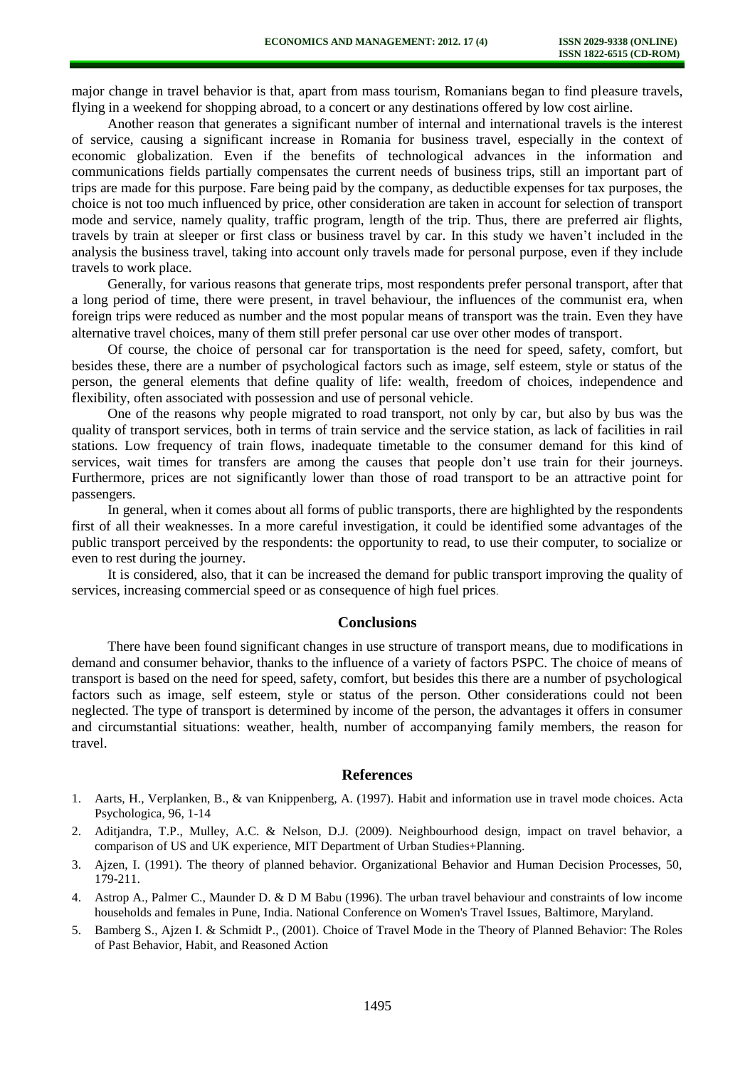major change in travel behavior is that, apart from mass tourism, Romanians began to find pleasure travels, flying in a weekend for shopping abroad, to a concert or any destinations offered by low cost airline.

Another reason that generates a significant number of internal and international travels is the interest of service, causing a significant increase in Romania for business travel, especially in the context of economic globalization. Even if the benefits of technological advances in the information and communications fields partially compensates the current needs of business trips, still an important part of trips are made for this purpose. Fare being paid by the company, as deductible expenses for tax purposes, the choice is not too much influenced by price, other consideration are taken in account for selection of transport mode and service, namely quality, traffic program, length of the trip. Thus, there are preferred air flights, travels by train at sleeper or first class or business travel by car. In this study we haven't included in the analysis the business travel, taking into account only travels made for personal purpose, even if they include travels to work place.

Generally, for various reasons that generate trips, most respondents prefer personal transport, after that a long period of time, there were present, in travel behaviour, the influences of the communist era, when foreign trips were reduced as number and the most popular means of transport was the train. Even they have alternative travel choices, many of them still prefer personal car use over other modes of transport.

Of course, the choice of personal car for transportation is the need for speed, safety, comfort, but besides these, there are a number of psychological factors such as image, self esteem, style or status of the person, the general elements that define quality of life: wealth, freedom of choices, independence and flexibility, often associated with possession and use of personal vehicle.

One of the reasons why people migrated to road transport, not only by car, but also by bus was the quality of transport services, both in terms of train service and the service station, as lack of facilities in rail stations. Low frequency of train flows, inadequate timetable to the consumer demand for this kind of services, wait times for transfers are among the causes that people don't use train for their journeys. Furthermore, prices are not significantly lower than those of road transport to be an attractive point for passengers.

In general, when it comes about all forms of public transports, there are highlighted by the respondents first of all their weaknesses. In a more careful investigation, it could be identified some advantages of the public transport perceived by the respondents: the opportunity to read, to use their computer, to socialize or even to rest during the journey.

It is considered, also, that it can be increased the demand for public transport improving the quality of services, increasing commercial speed or as consequence of high fuel prices.

## Conclusions

There have been found significant changes in use structure of transport means, due to modifications in demand and consumer behavior, thanks to the influence of a variety of factors PSPC. The choice of means of transport is based on the need for speed, safety, comfort, but besides this there are a number of psychological factors such as image, self esteem, style or status of the person. Other considerations could not been neglected. The type of transport is determined by income of the person, the advantages it offers in consumer and circumstantial situations: weather, health, number of accompanying family members, the reason for travel.

## References

1. Aarts, H., Verplanken, B., & van Knippenberg, A. (1997). Habit and information use in travel mode choices. Acta Psychologica, 96, 1-14
2. Aditjandra, T.P., Mulley, A.C. & Nelson, D.J. (2009). Neighbourhood design, impact on travel behavior, a comparison of US and UK experience, MIT Department of Urban Studies+Planning.
3. Ajzen, I. (1991). The theory of planned behavior. Organizational Behavior and Human Decision Processes, 50, 179-211.
4. Astrop A., Palmer C., Maunder D. & D M Babu (1996). The urban travel behaviour and constraints of low income households and females in Pune, India. National Conference on Women's Travel Issues, Baltimore, Maryland.
5. Bamberg S., Ajzen I. & Schmidt P., (2001). Choice of Travel Mode in the Theory of Planned Behavior: The Roles of Past Behavior, Habit, and Reasoned Action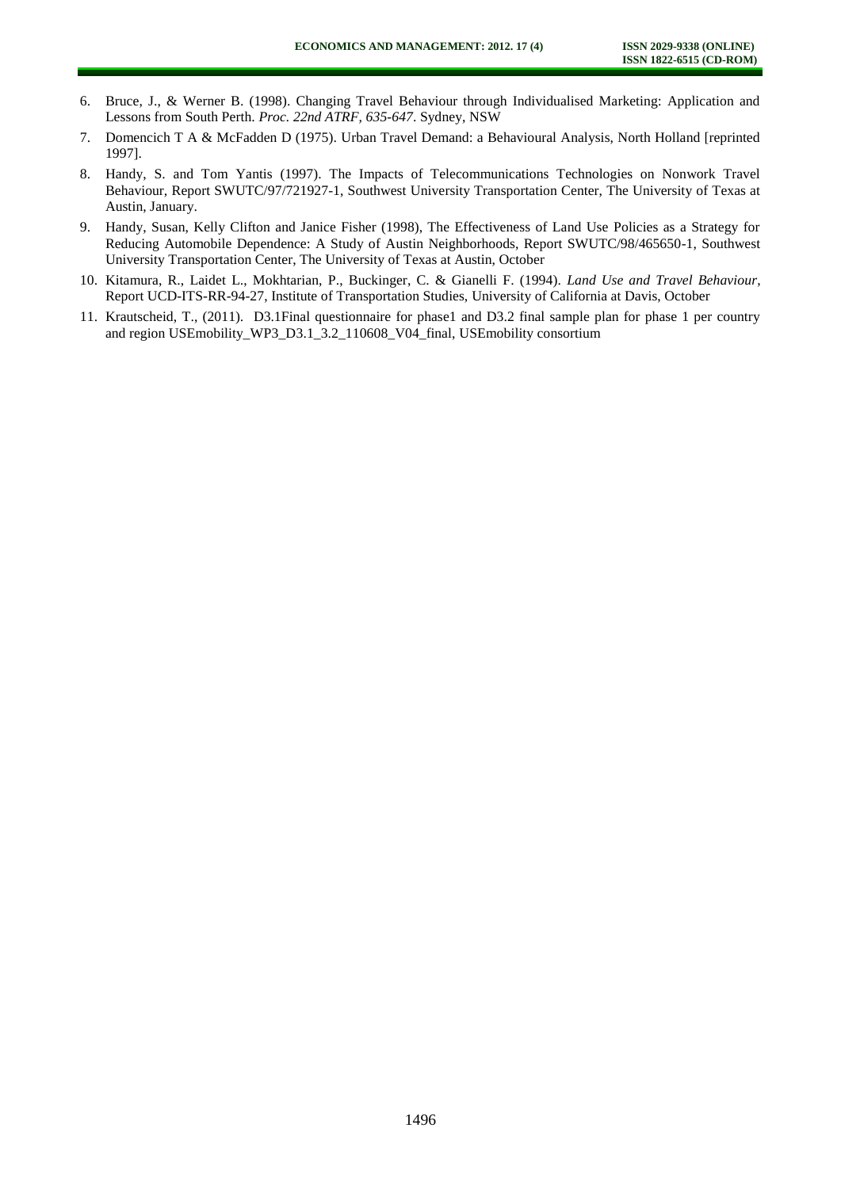6. Bruce, J., & Werner B. (1998). Changing Travel Behaviour through Individualised Marketing: Application and Lessons from South Perth. *Proc. 22nd ATRF, 635-647*. Sydney, NSW
7. Domencich T A & McFadden D (1975). Urban Travel Demand: a Behavioural Analysis, North Holland [reprinted 1997].
8. Handy, S. and Tom Yantis (1997). The Impacts of Telecommunications Technologies on Nonwork Travel Behaviour, Report SWUTC/97/721927-1, Southwest University Transportation Center, The University of Texas at Austin, January.
9. Handy, Susan, Kelly Clifton and Janice Fisher (1998), The Effectiveness of Land Use Policies as a Strategy for Reducing Automobile Dependence: A Study of Austin Neighborhoods, Report SWUTC/98/465650-1, Southwest University Transportation Center, The University of Texas at Austin, October
10. Kitamura, R., Laidet L., Mokhtarian, P., Buckinger, C. & Gianelli F. (1994). *Land Use and Travel Behaviour*, Report UCD-ITS-RR-94-27, Institute of Transportation Studies, University of California at Davis, October
11. Krautscheid, T., (2011). D3.1Final questionnaire for phase1 and D3.2 final sample plan for phase 1 per country and region USEmobility_WP3_D3.1_3.2_110608_V04_final, USEmobility consortium